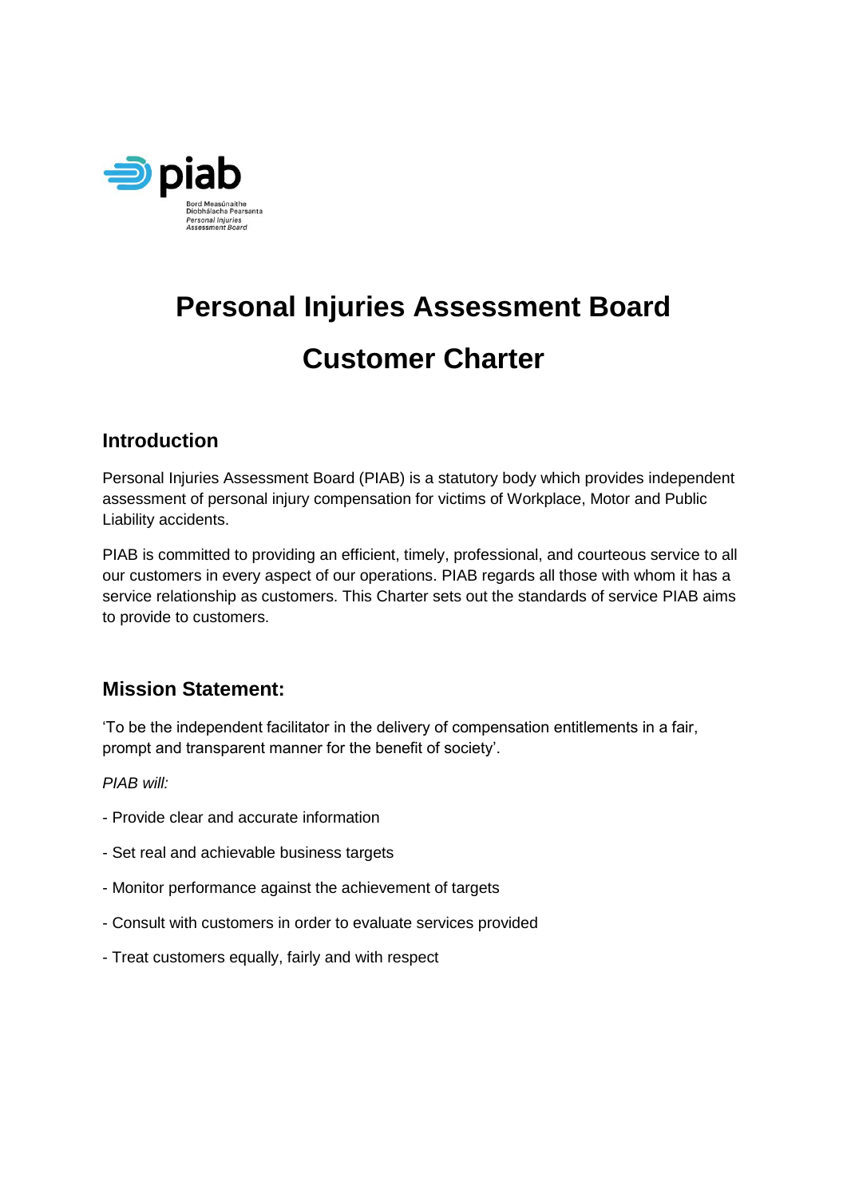# Personal Injuries Assessment Board

# Customer Charter

## Introduction

Personal Injuries Assessment Board (PIAB) is a statutory body which provides independent assessment of personal injury compensation for victims of Workplace, Motor and Public Liability accidents.

PIAB is committed to providing an efficient, timely, professional, and courteous service to all our customers in every aspect of our operations. PIAB regards all those with whom it has a service relationship as customers. This Charter sets out the standards of service PIAB aims to provide to customers.

## Mission Statement:

'To be the independent facilitator in the delivery of compensation entitlements in a fair, prompt and transparent manner for the benefit of society'.

*PIAB will:*

- Provide clear and accurate information
- Set real and achievable business targets
- Monitor performance against the achievement of targets
- Consult with customers in order to evaluate services provided
- Treat customers equally, fairly and with respect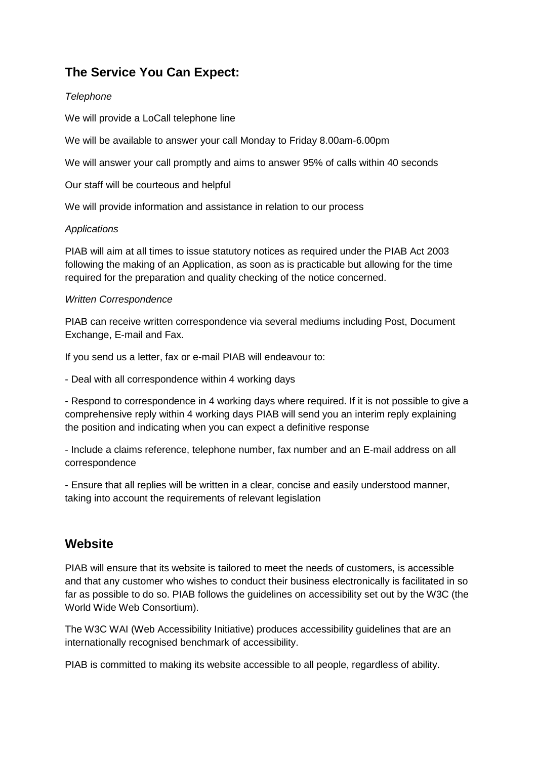## The Service You Can Expect:

*Telephone*

We will provide a LoCall telephone line

We will be available to answer your call Monday to Friday 8.00am-6.00pm

We will answer your call promptly and aims to answer 95% of calls within 40 seconds

Our staff will be courteous and helpful

We will provide information and assistance in relation to our process

*Applications*

PIAB will aim at all times to issue statutory notices as required under the PIAB Act 2003 following the making of an Application, as soon as is practicable but allowing for the time required for the preparation and quality checking of the notice concerned.

*Written Correspondence*

PIAB can receive written correspondence via several mediums including Post, Document Exchange, E-mail and Fax.

If you send us a letter, fax or e-mail PIAB will endeavour to:

- Deal with all correspondence within 4 working days
- Respond to correspondence in 4 working days where required. If it is not possible to give a comprehensive reply within 4 working days PIAB will send you an interim reply explaining the position and indicating when you can expect a definitive response
- Include a claims reference, telephone number, fax number and an E-mail address on all correspondence
- Ensure that all replies will be written in a clear, concise and easily understood manner, taking into account the requirements of relevant legislation

## Website

PIAB will ensure that its website is tailored to meet the needs of customers, is accessible and that any customer who wishes to conduct their business electronically is facilitated in so far as possible to do so. PIAB follows the guidelines on accessibility set out by the W3C (the World Wide Web Consortium).

The W3C WAI (Web Accessibility Initiative) produces accessibility guidelines that are an internationally recognised benchmark of accessibility.

PIAB is committed to making its website accessible to all people, regardless of ability.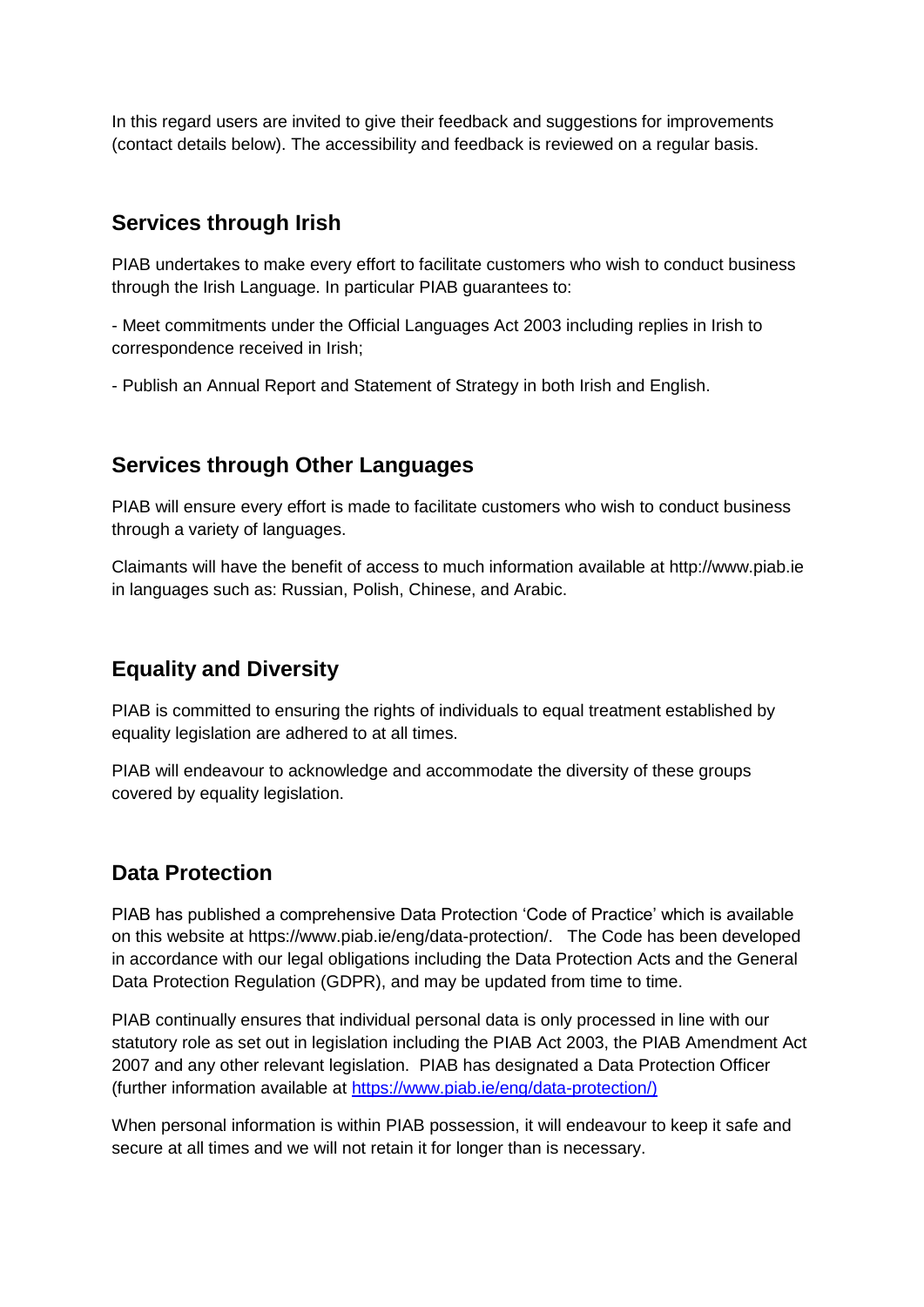In this regard users are invited to give their feedback and suggestions for improvements (contact details below). The accessibility and feedback is reviewed on a regular basis.

## Services through Irish

PIAB undertakes to make every effort to facilitate customers who wish to conduct business through the Irish Language. In particular PIAB guarantees to:

- Meet commitments under the Official Languages Act 2003 including replies in Irish to correspondence received in Irish;

- Publish an Annual Report and Statement of Strategy in both Irish and English.

## Services through Other Languages

PIAB will ensure every effort is made to facilitate customers who wish to conduct business through a variety of languages.

Claimants will have the benefit of access to much information available at http://www.piab.ie in languages such as: Russian, Polish, Chinese, and Arabic.

## Equality and Diversity

PIAB is committed to ensuring the rights of individuals to equal treatment established by equality legislation are adhered to at all times.

PIAB will endeavour to acknowledge and accommodate the diversity of these groups covered by equality legislation.

## Data Protection

PIAB has published a comprehensive Data Protection 'Code of Practice' which is available on this website at https://www.piab.ie/eng/data-protection/. The Code has been developed in accordance with our legal obligations including the Data Protection Acts and the General Data Protection Regulation (GDPR), and may be updated from time to time.

PIAB continually ensures that individual personal data is only processed in line with our statutory role as set out in legislation including the PIAB Act 2003, the PIAB Amendment Act 2007 and any other relevant legislation. PIAB has designated a Data Protection Officer (further information available at https://www.piab.ie/eng/data-protection/)

When personal information is within PIAB possession, it will endeavour to keep it safe and secure at all times and we will not retain it for longer than is necessary.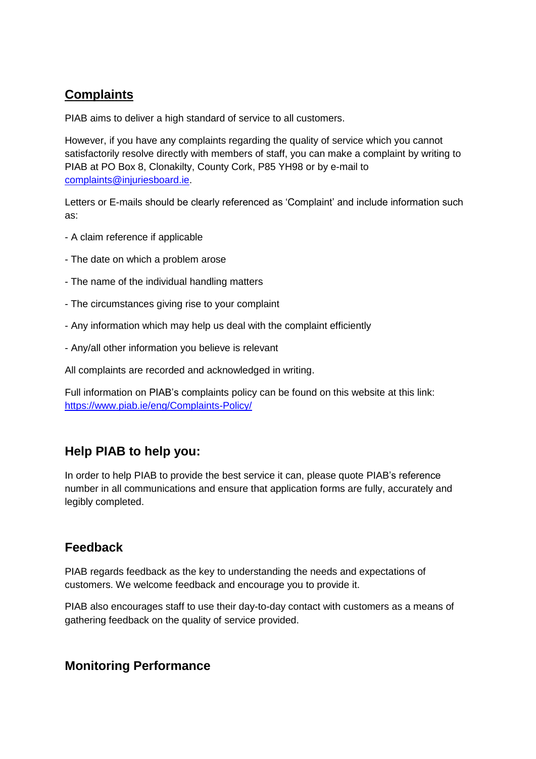## Complaints

PIAB aims to deliver a high standard of service to all customers.

However, if you have any complaints regarding the quality of service which you cannot satisfactorily resolve directly with members of staff, you can make a complaint by writing to PIAB at PO Box 8, Clonakilty, County Cork, P85 YH98 or by e-mail to complaints@injuriesboard.ie.

Letters or E-mails should be clearly referenced as 'Complaint' and include information such as:

- A claim reference if applicable
- The date on which a problem arose
- The name of the individual handling matters
- The circumstances giving rise to your complaint
- Any information which may help us deal with the complaint efficiently
- Any/all other information you believe is relevant

All complaints are recorded and acknowledged in writing.

Full information on PIAB's complaints policy can be found on this website at this link: https://www.piab.ie/eng/Complaints-Policy/

## Help PIAB to help you:

In order to help PIAB to provide the best service it can, please quote PIAB's reference number in all communications and ensure that application forms are fully, accurately and legibly completed.

## Feedback

PIAB regards feedback as the key to understanding the needs and expectations of customers. We welcome feedback and encourage you to provide it.

PIAB also encourages staff to use their day-to-day contact with customers as a means of gathering feedback on the quality of service provided.

## Monitoring Performance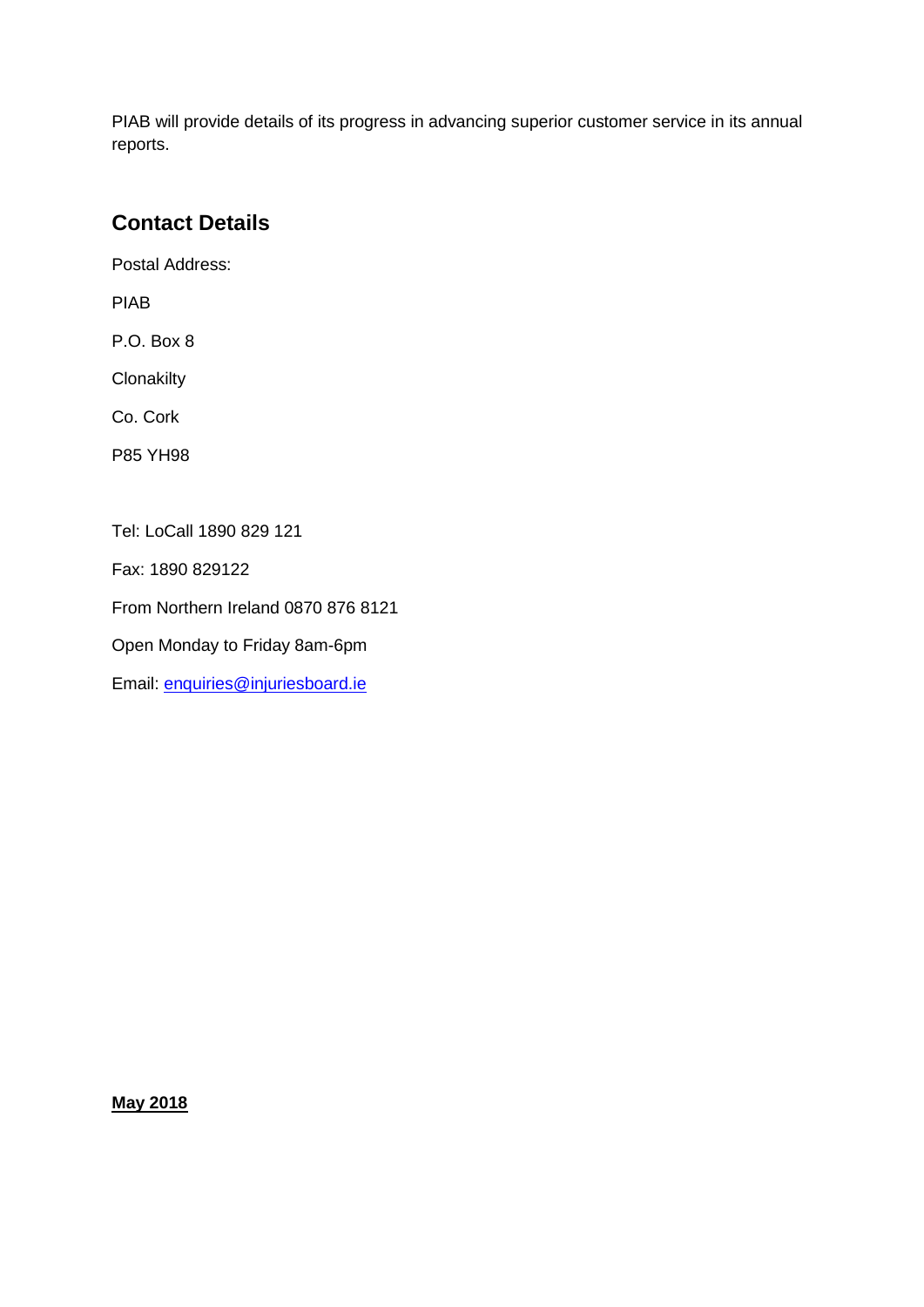PIAB will provide details of its progress in advancing superior customer service in its annual reports.

## Contact Details

Postal Address:

PIAB

P.O. Box 8

Clonakilty

Co. Cork

P85 YH98

Tel: LoCall 1890 829 121

Fax: 1890 829122

From Northern Ireland 0870 876 8121

Open Monday to Friday 8am-6pm

Email: enquiries@injuriesboard.ie

**May 2018**